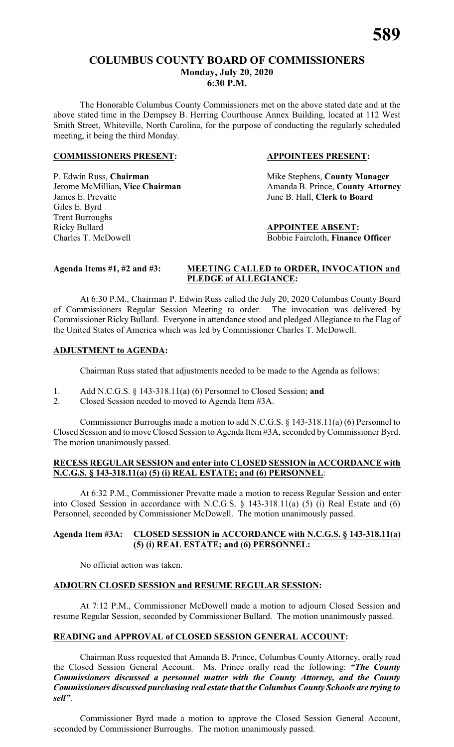# COLUMBUS COUNTY BOARD OF COMMISSIONERS
**Monday, July 20, 2020**
**6:30 P.M.**

The Honorable Columbus County Commissioners met on the above stated date and at the above stated time in the Dempsey B. Herring Courthouse Annex Building, located at 112 West Smith Street, Whiteville, North Carolina, for the purpose of conducting the regularly scheduled meeting, it being the third Monday.

| **COMMISSIONERS PRESENT:** | **APPOINTEES PRESENT:** |
|---|---|
| P. Edwin Russ, **Chairman** | Mike Stephens, **County Manager** |
| Jerome McMillian**, Vice Chairman** | Amanda B. Prince, **County Attorney** |
| James E. Prevatte | June B. Hall, **Clerk to Board** |
| Giles E. Byrd | |
| Trent Burroughs | |
| Ricky Bullard | **APPOINTEE ABSENT:** |
| Charles T. McDowell | Bobbie Faircloth, **Finance Officer** |

**Agenda Items #1, #2 and #3: MEETING CALLED to ORDER, INVOCATION and PLEDGE of ALLEGIANCE:**

At 6:30 P.M., Chairman P. Edwin Russ called the July 20, 2020 Columbus County Board of Commissioners Regular Session Meeting to order. The invocation was delivered by Commissioner Ricky Bullard. Everyone in attendance stood and pledged Allegiance to the Flag of the United States of America which was led by Commissioner Charles T. McDowell.

**ADJUSTMENT to AGENDA:**

Chairman Russ stated that adjustments needed to be made to the Agenda as follows:

1. Add N.C.G.S. § 143-318.11(a) (6) Personnel to Closed Session; **and**
2. Closed Session needed to moved to Agenda Item #3A.

Commissioner Burroughs made a motion to add N.C.G.S. § 143-318.11(a) (6) Personnel to Closed Session and to move Closed Session to Agenda Item #3A, seconded by Commissioner Byrd. The motion unanimously passed.

**RECESS REGULAR SESSION and enter into CLOSED SESSION in ACCORDANCE with N.C.G.S. § 143-318.11(a) (5) (i) REAL ESTATE; and (6) PERSONNEL:**

At 6:32 P.M., Commissioner Prevatte made a motion to recess Regular Session and enter into Closed Session in accordance with N.C.G.S. § 143-318.11(a) (5) (i) Real Estate and (6) Personnel, seconded by Commissioner McDowell. The motion unanimously passed.

**Agenda Item #3A: CLOSED SESSION in ACCORDANCE with N.C.G.S. § 143-318.11(a) (5) (i) REAL ESTATE; and (6) PERSONNEL:**

No official action was taken.

**ADJOURN CLOSED SESSION and RESUME REGULAR SESSION:**

At 7:12 P.M., Commissioner McDowell made a motion to adjourn Closed Session and resume Regular Session, seconded by Commissioner Bullard. The motion unanimously passed.

**READING and APPROVAL of CLOSED SESSION GENERAL ACCOUNT:**

Chairman Russ requested that Amanda B. Prince, Columbus County Attorney, orally read the Closed Session General Account. Ms. Prince orally read the following: ***"The County Commissioners discussed a personnel matter with the County Attorney, and the County Commissioners discussed purchasing real estate that the Columbus County Schools are trying to sell"***.

Commissioner Byrd made a motion to approve the Closed Session General Account, seconded by Commissioner Burroughs. The motion unanimously passed.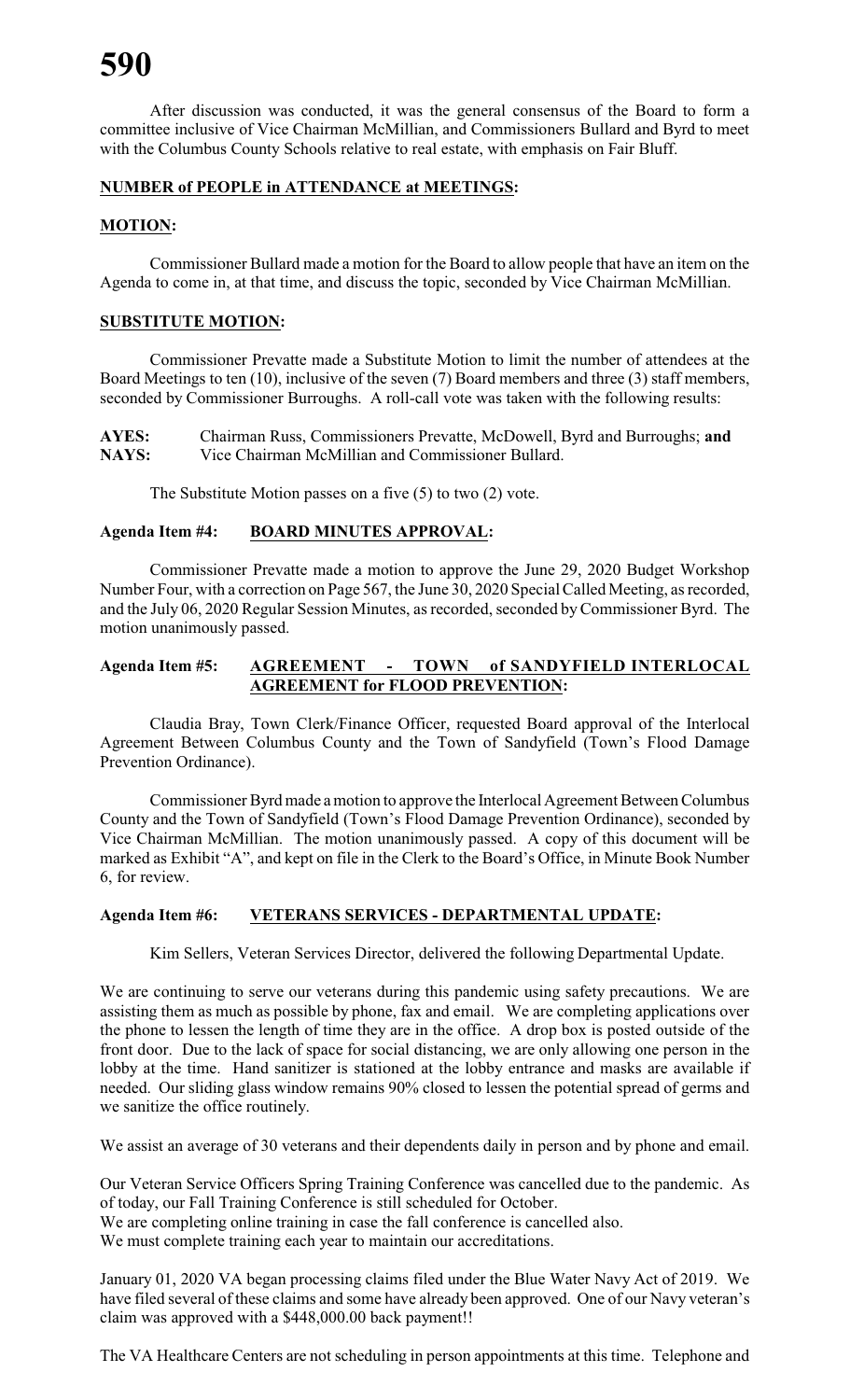After discussion was conducted, it was the general consensus of the Board to form a committee inclusive of Vice Chairman McMillian, and Commissioners Bullard and Byrd to meet with the Columbus County Schools relative to real estate, with emphasis on Fair Bluff.

**NUMBER of PEOPLE in ATTENDANCE at MEETINGS:**

**MOTION:**

Commissioner Bullard made a motion for the Board to allow people that have an item on the Agenda to come in, at that time, and discuss the topic, seconded by Vice Chairman McMillian.

**SUBSTITUTE MOTION:**

Commissioner Prevatte made a Substitute Motion to limit the number of attendees at the Board Meetings to ten (10), inclusive of the seven (7) Board members and three (3) staff members, seconded by Commissioner Burroughs. A roll-call vote was taken with the following results:

**AYES:** Chairman Russ, Commissioners Prevatte, McDowell, Byrd and Burroughs; **and**
**NAYS:** Vice Chairman McMillian and Commissioner Bullard.

The Substitute Motion passes on a five (5) to two (2) vote.

**Agenda Item #4: BOARD MINUTES APPROVAL:**

Commissioner Prevatte made a motion to approve the June 29, 2020 Budget Workshop Number Four, with a correction on Page 567, the June 30, 2020 Special Called Meeting, as recorded, and the July 06, 2020 Regular Session Minutes, as recorded, seconded by Commissioner Byrd. The motion unanimously passed.

**Agenda Item #5: AGREEMENT - TOWN of SANDYFIELD INTERLOCAL AGREEMENT for FLOOD PREVENTION:**

Claudia Bray, Town Clerk/Finance Officer, requested Board approval of the Interlocal Agreement Between Columbus County and the Town of Sandyfield (Town's Flood Damage Prevention Ordinance).

Commissioner Byrd made a motion to approve the Interlocal Agreement Between Columbus County and the Town of Sandyfield (Town's Flood Damage Prevention Ordinance), seconded by Vice Chairman McMillian. The motion unanimously passed. A copy of this document will be marked as Exhibit "A", and kept on file in the Clerk to the Board's Office, in Minute Book Number 6, for review.

**Agenda Item #6: VETERANS SERVICES - DEPARTMENTAL UPDATE:**

Kim Sellers, Veteran Services Director, delivered the following Departmental Update.

We are continuing to serve our veterans during this pandemic using safety precautions. We are assisting them as much as possible by phone, fax and email. We are completing applications over the phone to lessen the length of time they are in the office. A drop box is posted outside of the front door. Due to the lack of space for social distancing, we are only allowing one person in the lobby at the time. Hand sanitizer is stationed at the lobby entrance and masks are available if needed. Our sliding glass window remains 90% closed to lessen the potential spread of germs and we sanitize the office routinely.

We assist an average of 30 veterans and their dependents daily in person and by phone and email.

Our Veteran Service Officers Spring Training Conference was cancelled due to the pandemic. As of today, our Fall Training Conference is still scheduled for October.
We are completing online training in case the fall conference is cancelled also.
We must complete training each year to maintain our accreditations.

January 01, 2020 VA began processing claims filed under the Blue Water Navy Act of 2019. We have filed several of these claims and some have already been approved. One of our Navy veteran's claim was approved with a $448,000.00 back payment!!

The VA Healthcare Centers are not scheduling in person appointments at this time. Telephone and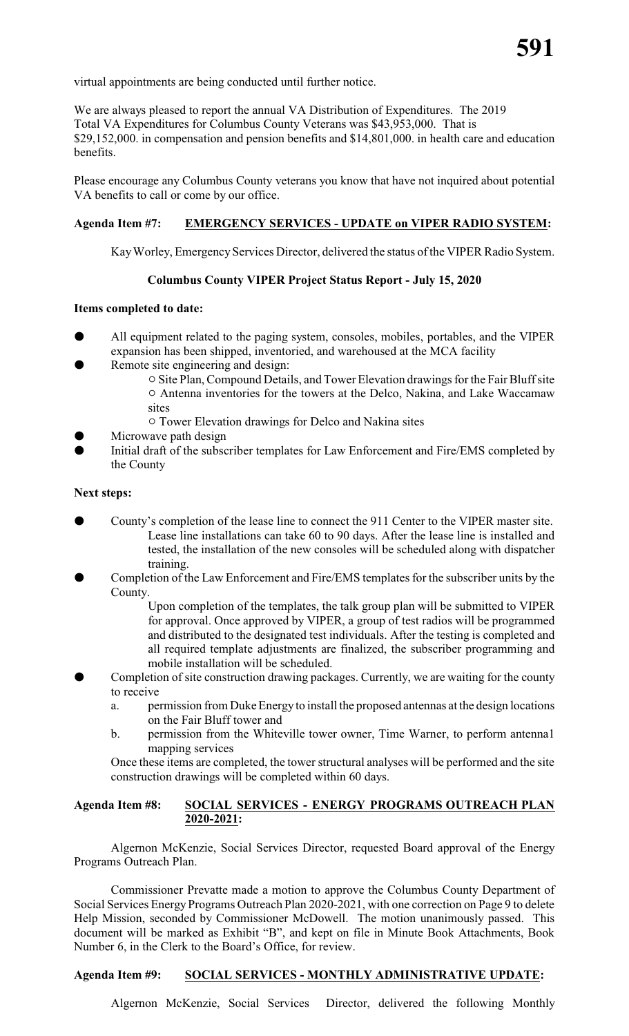virtual appointments are being conducted until further notice.

We are always pleased to report the annual VA Distribution of Expenditures. The 2019 Total VA Expenditures for Columbus County Veterans was $43,953,000. That is $29,152,000. in compensation and pension benefits and $14,801,000. in health care and education benefits.

Please encourage any Columbus County veterans you know that have not inquired about potential VA benefits to call or come by our office.

**Agenda Item #7: EMERGENCY SERVICES - UPDATE on VIPER RADIO SYSTEM:**

Kay Worley, Emergency Services Director, delivered the status of the VIPER Radio System.

**Columbus County VIPER Project Status Report - July 15, 2020**

**Items completed to date:**

- All equipment related to the paging system, consoles, mobiles, portables, and the VIPER expansion has been shipped, inventoried, and warehoused at the MCA facility
- Remote site engineering and design:
  - Site Plan, Compound Details, and Tower Elevation drawings for the Fair Bluff site
  - Antenna inventories for the towers at the Delco, Nakina, and Lake Waccamaw sites
  - Tower Elevation drawings for Delco and Nakina sites
- Microwave path design
- Initial draft of the subscriber templates for Law Enforcement and Fire/EMS completed by the County

**Next steps:**

- County's completion of the lease line to connect the 911 Center to the VIPER master site.
  Lease line installations can take 60 to 90 days. After the lease line is installed and tested, the installation of the new consoles will be scheduled along with dispatcher training.
- Completion of the Law Enforcement and Fire/EMS templates for the subscriber units by the County.
  Upon completion of the templates, the talk group plan will be submitted to VIPER for approval. Once approved by VIPER, a group of test radios will be programmed and distributed to the designated test individuals. After the testing is completed and all required template adjustments are finalized, the subscriber programming and mobile installation will be scheduled.
- Completion of site construction drawing packages. Currently, we are waiting for the county to receive
  a. permission from Duke Energy to install the proposed antennas at the design locations on the Fair Bluff tower and
  b. permission from the Whiteville tower owner, Time Warner, to perform antenna1 mapping services

  Once these items are completed, the tower structural analyses will be performed and the site construction drawings will be completed within 60 days.

**Agenda Item #8: SOCIAL SERVICES - ENERGY PROGRAMS OUTREACH PLAN 2020-2021:**

Algernon McKenzie, Social Services Director, requested Board approval of the Energy Programs Outreach Plan.

Commissioner Prevatte made a motion to approve the Columbus County Department of Social Services Energy Programs Outreach Plan 2020-2021, with one correction on Page 9 to delete Help Mission, seconded by Commissioner McDowell. The motion unanimously passed. This document will be marked as Exhibit "B", and kept on file in Minute Book Attachments, Book Number 6, in the Clerk to the Board's Office, for review.

**Agenda Item #9: SOCIAL SERVICES - MONTHLY ADMINISTRATIVE UPDATE:**

Algernon McKenzie, Social Services Director, delivered the following Monthly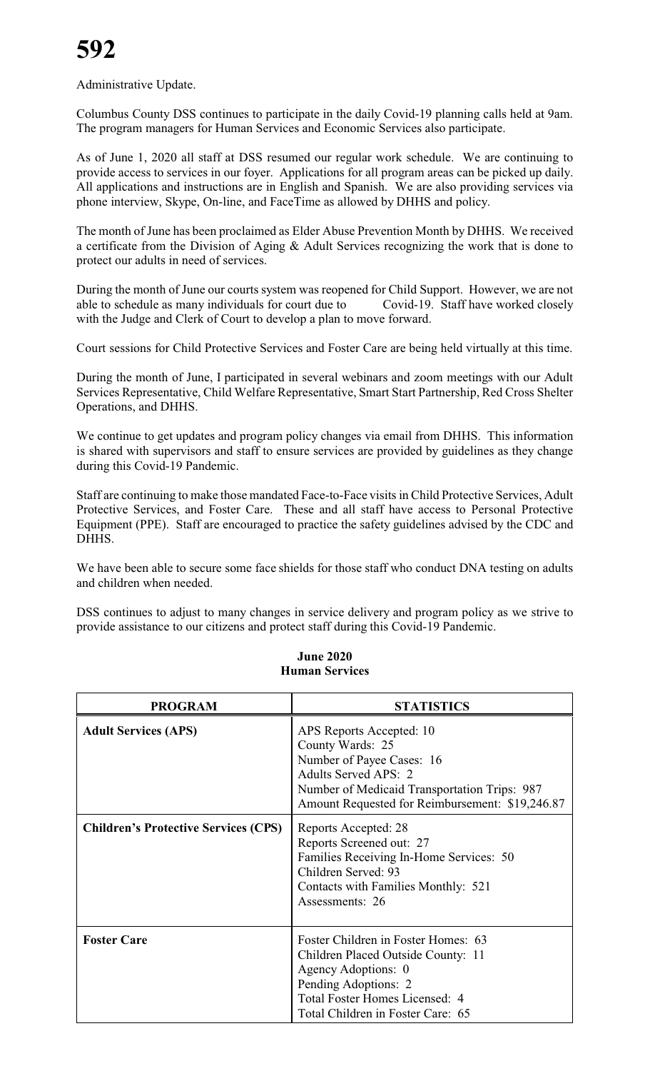Administrative Update.

Columbus County DSS continues to participate in the daily Covid-19 planning calls held at 9am. The program managers for Human Services and Economic Services also participate.

As of June 1, 2020 all staff at DSS resumed our regular work schedule. We are continuing to provide access to services in our foyer. Applications for all program areas can be picked up daily. All applications and instructions are in English and Spanish. We are also providing services via phone interview, Skype, On-line, and FaceTime as allowed by DHHS and policy.

The month of June has been proclaimed as Elder Abuse Prevention Month by DHHS. We received a certificate from the Division of Aging & Adult Services recognizing the work that is done to protect our adults in need of services.

During the month of June our courts system was reopened for Child Support. However, we are not able to schedule as many individuals for court due to Covid-19. Staff have worked closely with the Judge and Clerk of Court to develop a plan to move forward.

Court sessions for Child Protective Services and Foster Care are being held virtually at this time.

During the month of June, I participated in several webinars and zoom meetings with our Adult Services Representative, Child Welfare Representative, Smart Start Partnership, Red Cross Shelter Operations, and DHHS.

We continue to get updates and program policy changes via email from DHHS. This information is shared with supervisors and staff to ensure services are provided by guidelines as they change during this Covid-19 Pandemic.

Staff are continuing to make those mandated Face-to-Face visits in Child Protective Services, Adult Protective Services, and Foster Care. These and all staff have access to Personal Protective Equipment (PPE). Staff are encouraged to practice the safety guidelines advised by the CDC and DHHS.

We have been able to secure some face shields for those staff who conduct DNA testing on adults and children when needed.

DSS continues to adjust to many changes in service delivery and program policy as we strive to provide assistance to our citizens and protect staff during this Covid-19 Pandemic.

**June 2020**
**Human Services**

| PROGRAM | STATISTICS |
|---|---|
| **Adult Services (APS)** | APS Reports Accepted: 10<br>County Wards: 25<br>Number of Payee Cases: 16<br>Adults Served APS: 2<br>Number of Medicaid Transportation Trips: 987<br>Amount Requested for Reimbursement: $19,246.87 |
| **Children's Protective Services (CPS)** | Reports Accepted: 28<br>Reports Screened out: 27<br>Families Receiving In-Home Services: 50<br>Children Served: 93<br>Contacts with Families Monthly: 521<br>Assessments: 26 |
| **Foster Care** | Foster Children in Foster Homes: 63<br>Children Placed Outside County: 11<br>Agency Adoptions: 0<br>Pending Adoptions: 2<br>Total Foster Homes Licensed: 4<br>Total Children in Foster Care: 65 |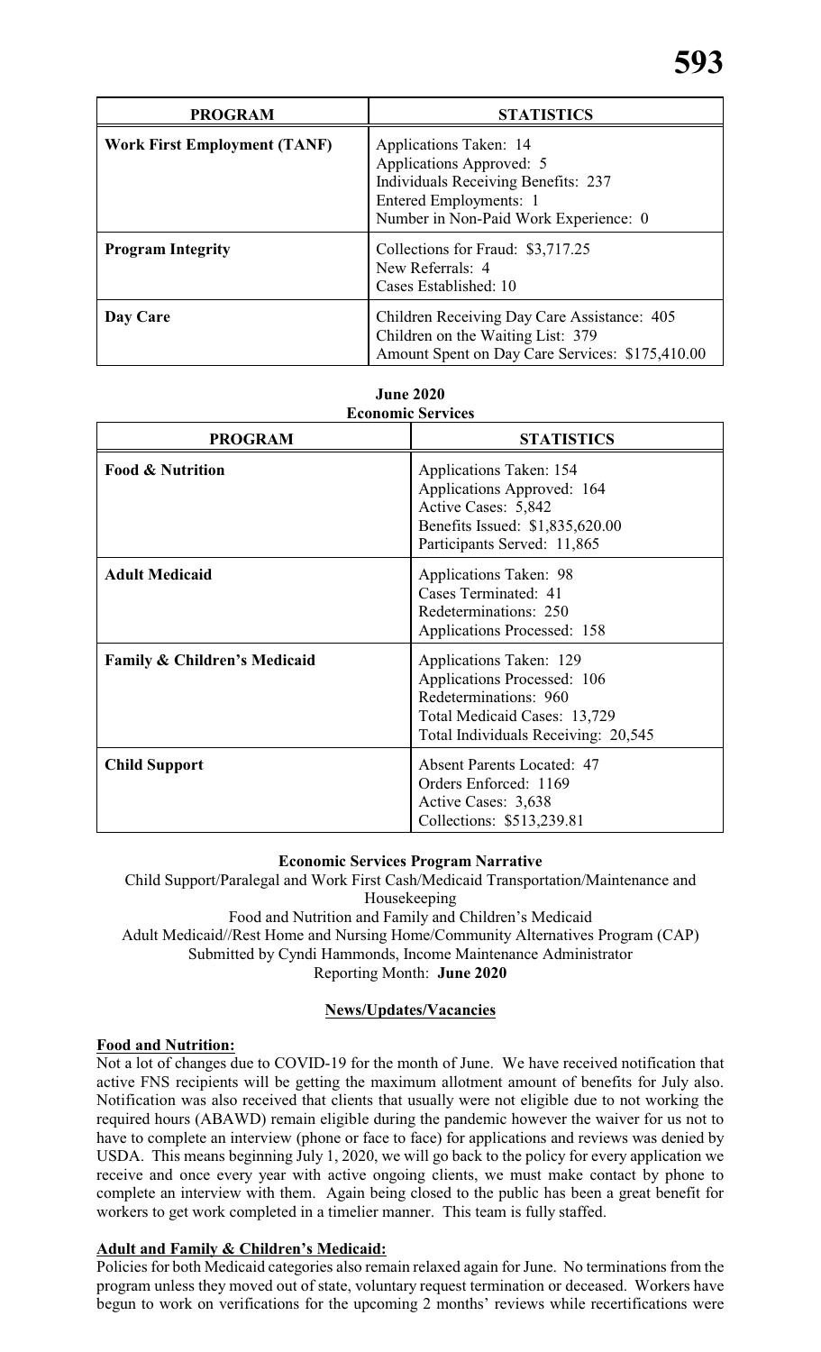| PROGRAM | STATISTICS |
| --- | --- |
| **Work First Employment (TANF)** | Applications Taken: 14<br>Applications Approved: 5<br>Individuals Receiving Benefits: 237<br>Entered Employments: 1<br>Number in Non-Paid Work Experience: 0 |
| **Program Integrity** | Collections for Fraud: $3,717.25<br>New Referrals: 4<br>Cases Established: 10 |
| **Day Care** | Children Receiving Day Care Assistance: 405<br>Children on the Waiting List: 379<br>Amount Spent on Day Care Services: $175,410.00 |

**June 2020**
**Economic Services**

| PROGRAM | STATISTICS |
| --- | --- |
| **Food & Nutrition** | Applications Taken: 154<br>Applications Approved: 164<br>Active Cases: 5,842<br>Benefits Issued: $1,835,620.00<br>Participants Served: 11,865 |
| **Adult Medicaid** | Applications Taken: 98<br>Cases Terminated: 41<br>Redeterminations: 250<br>Applications Processed: 158 |
| **Family & Children's Medicaid** | Applications Taken: 129<br>Applications Processed: 106<br>Redeterminations: 960<br>Total Medicaid Cases: 13,729<br>Total Individuals Receiving: 20,545 |
| **Child Support** | Absent Parents Located: 47<br>Orders Enforced: 1169<br>Active Cases: 3,638<br>Collections: $513,239.81 |

**Economic Services Program Narrative**

Child Support/Paralegal and Work First Cash/Medicaid Transportation/Maintenance and Housekeeping
Food and Nutrition and Family and Children's Medicaid
Adult Medicaid//Rest Home and Nursing Home/Community Alternatives Program (CAP)
Submitted by Cyndi Hammonds, Income Maintenance Administrator
Reporting Month: **June 2020**

**News/Updates/Vacancies**

**Food and Nutrition:**

Not a lot of changes due to COVID-19 for the month of June. We have received notification that active FNS recipients will be getting the maximum allotment amount of benefits for July also. Notification was also received that clients that usually were not eligible due to not working the required hours (ABAWD) remain eligible during the pandemic however the waiver for us not to have to complete an interview (phone or face to face) for applications and reviews was denied by USDA. This means beginning July 1, 2020, we will go back to the policy for every application we receive and once every year with active ongoing clients, we must make contact by phone to complete an interview with them. Again being closed to the public has been a great benefit for workers to get work completed in a timelier manner. This team is fully staffed.

**Adult and Family & Children's Medicaid:**

Policies for both Medicaid categories also remain relaxed again for June. No terminations from the program unless they moved out of state, voluntary request termination or deceased. Workers have begun to work on verifications for the upcoming 2 months' reviews while recertifications were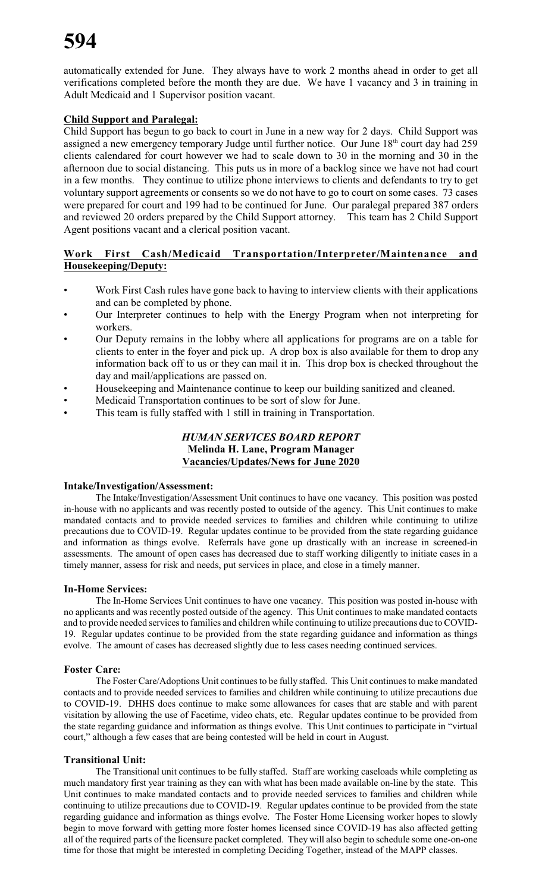automatically extended for June. They always have to work 2 months ahead in order to get all verifications completed before the month they are due. We have 1 vacancy and 3 in training in Adult Medicaid and 1 Supervisor position vacant.

**Child Support and Paralegal:**

Child Support has begun to go back to court in June in a new way for 2 days. Child Support was assigned a new emergency temporary Judge until further notice. Our June 18th court day had 259 clients calendared for court however we had to scale down to 30 in the morning and 30 in the afternoon due to social distancing. This puts us in more of a backlog since we have not had court in a few months. They continue to utilize phone interviews to clients and defendants to try to get voluntary support agreements or consents so we do not have to go to court on some cases. 73 cases were prepared for court and 199 had to be continued for June. Our paralegal prepared 387 orders and reviewed 20 orders prepared by the Child Support attorney. This team has 2 Child Support Agent positions vacant and a clerical position vacant.

**Work First Cash/Medicaid Transportation/Interpreter/Maintenance and Housekeeping/Deputy:**

- Work First Cash rules have gone back to having to interview clients with their applications and can be completed by phone.
- Our Interpreter continues to help with the Energy Program when not interpreting for workers.
- Our Deputy remains in the lobby where all applications for programs are on a table for clients to enter in the foyer and pick up. A drop box is also available for them to drop any information back off to us or they can mail it in. This drop box is checked throughout the day and mail/applications are passed on.
- Housekeeping and Maintenance continue to keep our building sanitized and cleaned.
- Medicaid Transportation continues to be sort of slow for June.
- This team is fully staffed with 1 still in training in Transportation.

***HUMAN SERVICES BOARD REPORT***
**Melinda H. Lane, Program Manager**
**Vacancies/Updates/News for June 2020**

**Intake/Investigation/Assessment:**

The Intake/Investigation/Assessment Unit continues to have one vacancy. This position was posted in-house with no applicants and was recently posted to outside of the agency. This Unit continues to make mandated contacts and to provide needed services to families and children while continuing to utilize precautions due to COVID-19. Regular updates continue to be provided from the state regarding guidance and information as things evolve. Referrals have gone up drastically with an increase in screened-in assessments. The amount of open cases has decreased due to staff working diligently to initiate cases in a timely manner, assess for risk and needs, put services in place, and close in a timely manner.

**In-Home Services:**

The In-Home Services Unit continues to have one vacancy. This position was posted in-house with no applicants and was recently posted outside of the agency. This Unit continues to make mandated contacts and to provide needed services to families and children while continuing to utilize precautions due to COVID-19. Regular updates continue to be provided from the state regarding guidance and information as things evolve. The amount of cases has decreased slightly due to less cases needing continued services.

**Foster Care:**

The Foster Care/Adoptions Unit continues to be fully staffed. This Unit continues to make mandated contacts and to provide needed services to families and children while continuing to utilize precautions due to COVID-19. DHHS does continue to make some allowances for cases that are stable and with parent visitation by allowing the use of Facetime, video chats, etc. Regular updates continue to be provided from the state regarding guidance and information as things evolve. This Unit continues to participate in "virtual court," although a few cases that are being contested will be held in court in August.

**Transitional Unit:**

The Transitional unit continues to be fully staffed. Staff are working caseloads while completing as much mandatory first year training as they can with what has been made available on-line by the state. This Unit continues to make mandated contacts and to provide needed services to families and children while continuing to utilize precautions due to COVID-19. Regular updates continue to be provided from the state regarding guidance and information as things evolve. The Foster Home Licensing worker hopes to slowly begin to move forward with getting more foster homes licensed since COVID-19 has also affected getting all of the required parts of the licensure packet completed. They will also begin to schedule some one-on-one time for those that might be interested in completing Deciding Together, instead of the MAPP classes.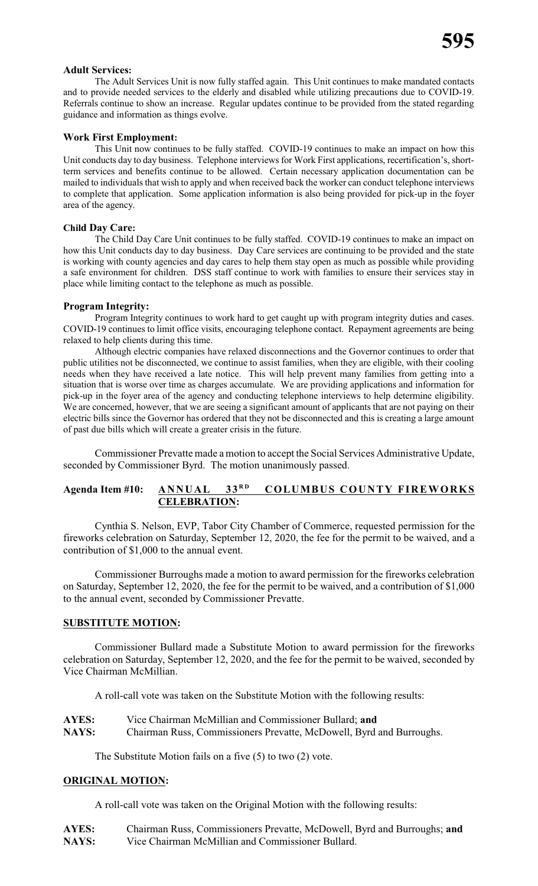**Adult Services:**

The Adult Services Unit is now fully staffed again. This Unit continues to make mandated contacts and to provide needed services to the elderly and disabled while utilizing precautions due to COVID-19. Referrals continue to show an increase. Regular updates continue to be provided from the stated regarding guidance and information as things evolve.

**Work First Employment:**

This Unit now continues to be fully staffed. COVID-19 continues to make an impact on how this Unit conducts day to day business. Telephone interviews for Work First applications, recertification's, short-term services and benefits continue to be allowed. Certain necessary application documentation can be mailed to individuals that wish to apply and when received back the worker can conduct telephone interviews to complete that application. Some application information is also being provided for pick-up in the foyer area of the agency.

**Child Day Care:**

The Child Day Care Unit continues to be fully staffed. COVID-19 continues to make an impact on how this Unit conducts day to day business. Day Care services are continuing to be provided and the state is working with county agencies and day cares to help them stay open as much as possible while providing a safe environment for children. DSS staff continue to work with families to ensure their services stay in place while limiting contact to the telephone as much as possible.

**Program Integrity:**

Program Integrity continues to work hard to get caught up with program integrity duties and cases. COVID-19 continues to limit office visits, encouraging telephone contact. Repayment agreements are being relaxed to help clients during this time.

Although electric companies have relaxed disconnections and the Governor continues to order that public utilities not be disconnected, we continue to assist families, when they are eligible, with their cooling needs when they have received a late notice. This will help prevent many families from getting into a situation that is worse over time as charges accumulate. We are providing applications and information for pick-up in the foyer area of the agency and conducting telephone interviews to help determine eligibility. We are concerned, however, that we are seeing a significant amount of applicants that are not paying on their electric bills since the Governor has ordered that they not be disconnected and this is creating a large amount of past due bills which will create a greater crisis in the future.

Commissioner Prevatte made a motion to accept the Social Services Administrative Update, seconded by Commissioner Byrd. The motion unanimously passed.

**Agenda Item #10:** **ANNUAL 33RD COLUMBUS COUNTY FIREWORKS CELEBRATION:**

Cynthia S. Nelson, EVP, Tabor City Chamber of Commerce, requested permission for the fireworks celebration on Saturday, September 12, 2020, the fee for the permit to be waived, and a contribution of $1,000 to the annual event.

Commissioner Burroughs made a motion to award permission for the fireworks celebration on Saturday, September 12, 2020, the fee for the permit to be waived, and a contribution of $1,000 to the annual event, seconded by Commissioner Prevatte.

**SUBSTITUTE MOTION:**

Commissioner Bullard made a Substitute Motion to award permission for the fireworks celebration on Saturday, September 12, 2020, and the fee for the permit to be waived, seconded by Vice Chairman McMillian.

A roll-call vote was taken on the Substitute Motion with the following results:

**AYES:** Vice Chairman McMillian and Commissioner Bullard; **and**
**NAYS:** Chairman Russ, Commissioners Prevatte, McDowell, Byrd and Burroughs.

The Substitute Motion fails on a five (5) to two (2) vote.

**ORIGINAL MOTION:**

A roll-call vote was taken on the Original Motion with the following results:

**AYES:** Chairman Russ, Commissioners Prevatte, McDowell, Byrd and Burroughs; **and**
**NAYS:** Vice Chairman McMillian and Commissioner Bullard.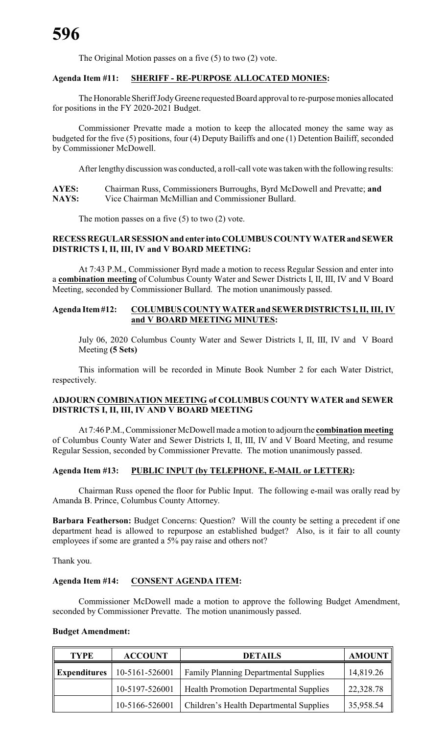The Original Motion passes on a five (5) to two (2) vote.

**Agenda Item #11: SHERIFF - RE-PURPOSE ALLOCATED MONIES:**

The Honorable Sheriff Jody Greene requested Board approval to re-purpose monies allocated for positions in the FY 2020-2021 Budget.

Commissioner Prevatte made a motion to keep the allocated money the same way as budgeted for the five (5) positions, four (4) Deputy Bailiffs and one (1) Detention Bailiff, seconded by Commissioner McDowell.

After lengthy discussion was conducted, a roll-call vote was taken with the following results:

**AYES:** Chairman Russ, Commissioners Burroughs, Byrd McDowell and Prevatte; **and**
**NAYS:** Vice Chairman McMillian and Commissioner Bullard.

The motion passes on a five (5) to two (2) vote.

**RECESS REGULAR SESSION and enter into COLUMBUS COUNTY WATER and SEWER DISTRICTS I, II, III, IV and V BOARD MEETING:**

At 7:43 P.M., Commissioner Byrd made a motion to recess Regular Session and enter into a **combination meeting** of Columbus County Water and Sewer Districts I, II, III, IV and V Board Meeting, seconded by Commissioner Bullard. The motion unanimously passed.

**Agenda Item #12: COLUMBUS COUNTY WATER and SEWER DISTRICTS I, II, III, IV and V BOARD MEETING MINUTES:**

July 06, 2020 Columbus County Water and Sewer Districts I, II, III, IV and V Board Meeting **(5 Sets)**

This information will be recorded in Minute Book Number 2 for each Water District, respectively.

**ADJOURN COMBINATION MEETING of COLUMBUS COUNTY WATER and SEWER DISTRICTS I, II, III, IV AND V BOARD MEETING**

At 7:46 P.M., Commissioner McDowell made a motion to adjourn the **combination meeting** of Columbus County Water and Sewer Districts I, II, III, IV and V Board Meeting, and resume Regular Session, seconded by Commissioner Prevatte. The motion unanimously passed.

**Agenda Item #13: PUBLIC INPUT (by TELEPHONE, E-MAIL or LETTER):**

Chairman Russ opened the floor for Public Input. The following e-mail was orally read by Amanda B. Prince, Columbus County Attorney.

**Barbara Featherson:** Budget Concerns: Question? Will the county be setting a precedent if one department head is allowed to repurpose an established budget? Also, is it fair to all county employees if some are granted a 5% pay raise and others not?

Thank you.

**Agenda Item #14: CONSENT AGENDA ITEM:**

Commissioner McDowell made a motion to approve the following Budget Amendment, seconded by Commissioner Prevatte. The motion unanimously passed.

**Budget Amendment:**

| TYPE | ACCOUNT | DETAILS | AMOUNT |
|---|---|---|---|
| **Expenditures** | 10-5161-526001 | Family Planning Departmental Supplies | 14,819.26 |
| | 10-5197-526001 | Health Promotion Departmental Supplies | 22,328.78 |
| | 10-5166-526001 | Children's Health Departmental Supplies | 35,958.54 |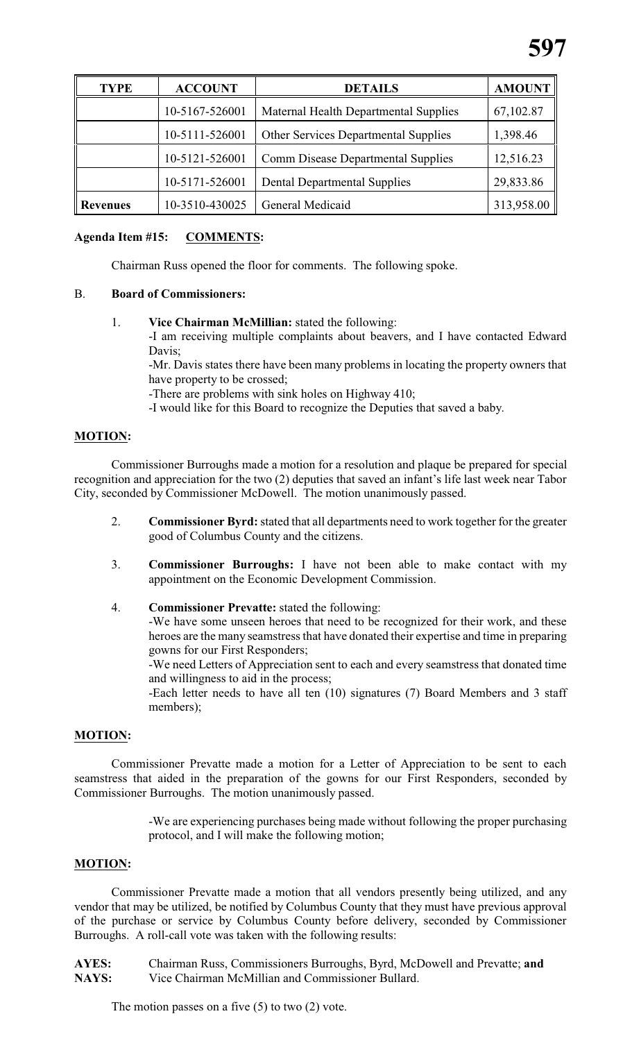| TYPE | ACCOUNT | DETAILS | AMOUNT |
|---|---|---|---|
| | 10-5167-526001 | Maternal Health Departmental Supplies | 67,102.87 |
| | 10-5111-526001 | Other Services Departmental Supplies | 1,398.46 |
| | 10-5121-526001 | Comm Disease Departmental Supplies | 12,516.23 |
| | 10-5171-526001 | Dental Departmental Supplies | 29,833.86 |
| Revenues | 10-3510-430025 | General Medicaid | 313,958.00 |

**Agenda Item #15: COMMENTS:**

Chairman Russ opened the floor for comments. The following spoke.

B. **Board of Commissioners:**

1. **Vice Chairman McMillian:** stated the following:
   -I am receiving multiple complaints about beavers, and I have contacted Edward Davis;
   -Mr. Davis states there have been many problems in locating the property owners that have property to be crossed;
   -There are problems with sink holes on Highway 410;
   -I would like for this Board to recognize the Deputies that saved a baby.

**MOTION:**

Commissioner Burroughs made a motion for a resolution and plaque be prepared for special recognition and appreciation for the two (2) deputies that saved an infant's life last week near Tabor City, seconded by Commissioner McDowell. The motion unanimously passed.

2. **Commissioner Byrd:** stated that all departments need to work together for the greater good of Columbus County and the citizens.

3. **Commissioner Burroughs:** I have not been able to make contact with my appointment on the Economic Development Commission.

4. **Commissioner Prevatte:** stated the following:
   -We have some unseen heroes that need to be recognized for their work, and these heroes are the many seamstress that have donated their expertise and time in preparing gowns for our First Responders;
   -We need Letters of Appreciation sent to each and every seamstress that donated time and willingness to aid in the process;
   -Each letter needs to have all ten (10) signatures (7) Board Members and 3 staff members);

**MOTION:**

Commissioner Prevatte made a motion for a Letter of Appreciation to be sent to each seamstress that aided in the preparation of the gowns for our First Responders, seconded by Commissioner Burroughs. The motion unanimously passed.

-We are experiencing purchases being made without following the proper purchasing protocol, and I will make the following motion;

**MOTION:**

Commissioner Prevatte made a motion that all vendors presently being utilized, and any vendor that may be utilized, be notified by Columbus County that they must have previous approval of the purchase or service by Columbus County before delivery, seconded by Commissioner Burroughs. A roll-call vote was taken with the following results:

**AYES:** Chairman Russ, Commissioners Burroughs, Byrd, McDowell and Prevatte; **and**
**NAYS:** Vice Chairman McMillian and Commissioner Bullard.

The motion passes on a five (5) to two (2) vote.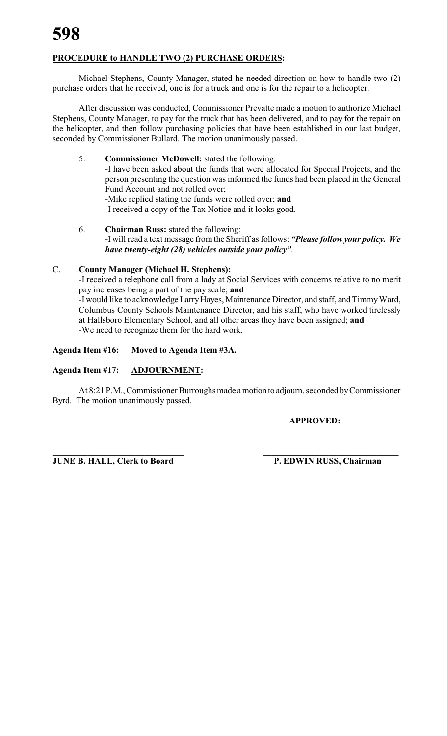**PROCEDURE to HANDLE TWO (2) PURCHASE ORDERS:**

Michael Stephens, County Manager, stated he needed direction on how to handle two (2) purchase orders that he received, one is for a truck and one is for the repair to a helicopter.

After discussion was conducted, Commissioner Prevatte made a motion to authorize Michael Stephens, County Manager, to pay for the truck that has been delivered, and to pay for the repair on the helicopter, and then follow purchasing policies that have been established in our last budget, seconded by Commissioner Bullard. The motion unanimously passed.

5. **Commissioner McDowell:** stated the following:
   -I have been asked about the funds that were allocated for Special Projects, and the person presenting the question was informed the funds had been placed in the General Fund Account and not rolled over;
   -Mike replied stating the funds were rolled over; **and**
   -I received a copy of the Tax Notice and it looks good.

6. **Chairman Russ:** stated the following:
   -I will read a text message from the Sheriff as follows: ***"Please follow your policy. We have twenty-eight (28) vehicles outside your policy"***.

C. **County Manager (Michael H. Stephens):**
   -I received a telephone call from a lady at Social Services with concerns relative to no merit pay increases being a part of the pay scale; **and**
   -I would like to acknowledge Larry Hayes, Maintenance Director, and staff, and Timmy Ward, Columbus County Schools Maintenance Director, and his staff, who have worked tirelessly at Hallsboro Elementary School, and all other areas they have been assigned; **and**
   -We need to recognize them for the hard work.

**Agenda Item #16: Moved to Agenda Item #3A.**

**Agenda Item #17: ADJOURNMENT:**

At 8:21 P.M., Commissioner Burroughs made a motion to adjourn, seconded by Commissioner Byrd. The motion unanimously passed.

**APPROVED:**

______________________________ ______________________________

**JUNE B. HALL, Clerk to Board** **P. EDWIN RUSS, Chairman**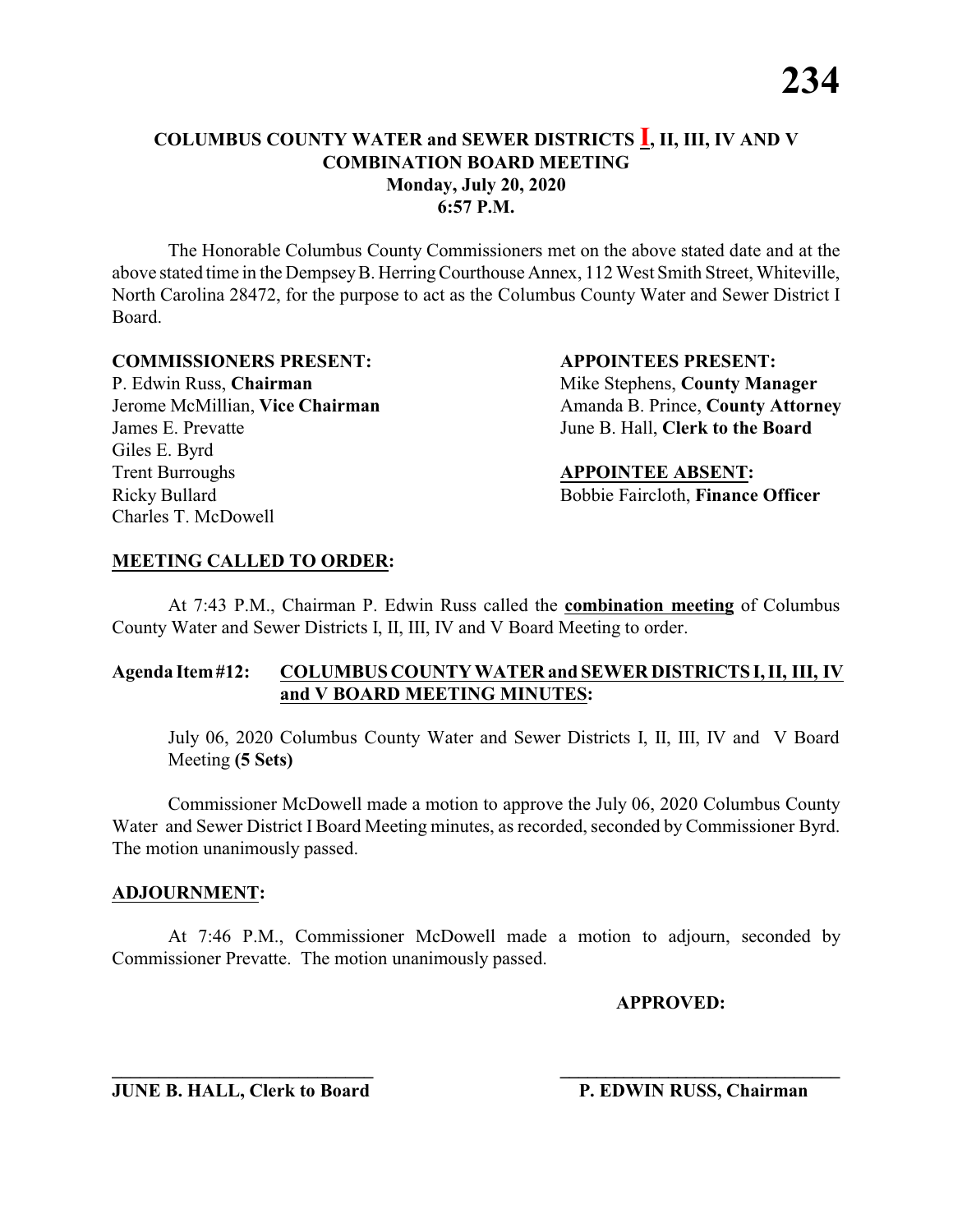**COLUMBUS COUNTY WATER and SEWER DISTRICTS I, II, III, IV AND V**
**COMBINATION BOARD MEETING**
**Monday, July 20, 2020**
**6:57 P.M.**

The Honorable Columbus County Commissioners met on the above stated date and at the above stated time in the Dempsey B. Herring Courthouse Annex, 112 West Smith Street, Whiteville, North Carolina 28472, for the purpose to act as the Columbus County Water and Sewer District I Board.

**COMMISSIONERS PRESENT:**
P. Edwin Russ, **Chairman**
Jerome McMillian, **Vice Chairman**
James E. Prevatte
Giles E. Byrd
Trent Burroughs
Ricky Bullard
Charles T. McDowell

**APPOINTEES PRESENT:**
Mike Stephens, **County Manager**
Amanda B. Prince, **County Attorney**
June B. Hall, **Clerk to the Board**

**APPOINTEE ABSENT:**
Bobbie Faircloth, **Finance Officer**

**MEETING CALLED TO ORDER:**

At 7:43 P.M., Chairman P. Edwin Russ called the **combination meeting** of Columbus County Water and Sewer Districts I, II, III, IV and V Board Meeting to order.

**Agenda Item #12: COLUMBUS COUNTY WATER and SEWER DISTRICTS I, II, III, IV and V BOARD MEETING MINUTES:**

July 06, 2020 Columbus County Water and Sewer Districts I, II, III, IV and V Board Meeting **(5 Sets)**

Commissioner McDowell made a motion to approve the July 06, 2020 Columbus County Water and Sewer District I Board Meeting minutes, as recorded, seconded by Commissioner Byrd. The motion unanimously passed.

**ADJOURNMENT:**

At 7:46 P.M., Commissioner McDowell made a motion to adjourn, seconded by Commissioner Prevatte. The motion unanimously passed.

**APPROVED:**

\_\_\_\_\_\_\_\_\_\_\_\_\_\_\_\_\_\_\_\_\_\_\_\_\_\_\_\_
**JUNE B. HALL, Clerk to Board**

\_\_\_\_\_\_\_\_\_\_\_\_\_\_\_\_\_\_\_\_\_\_\_\_\_\_\_\_
**P. EDWIN RUSS, Chairman**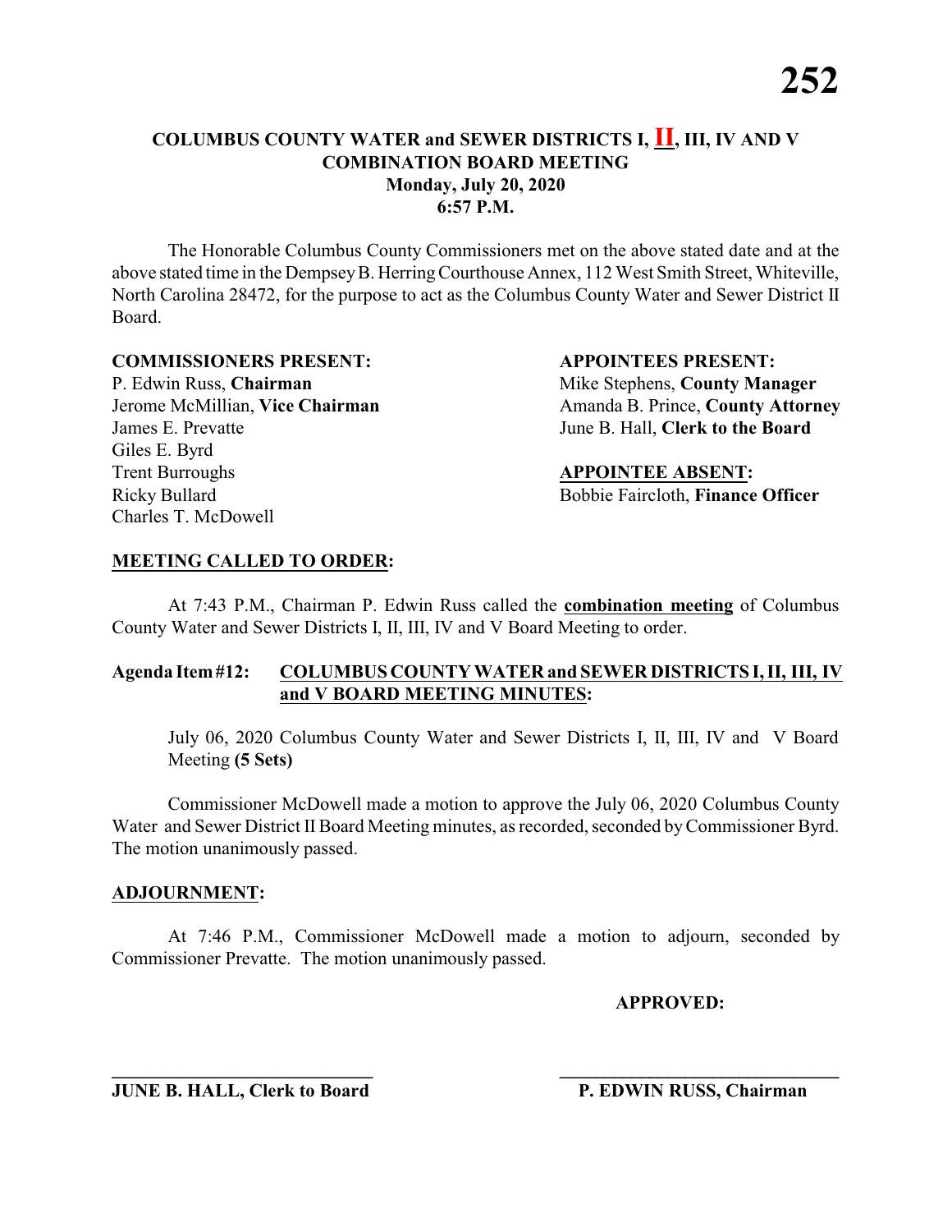# COLUMBUS COUNTY WATER and SEWER DISTRICTS I, **II**, III, IV AND V COMBINATION BOARD MEETING

**Monday, July 20, 2020**
**6:57 P.M.**

The Honorable Columbus County Commissioners met on the above stated date and at the above stated time in the Dempsey B. Herring Courthouse Annex, 112 West Smith Street, Whiteville, North Carolina 28472, for the purpose to act as the Columbus County Water and Sewer District II Board.

**COMMISSIONERS PRESENT:**
P. Edwin Russ, **Chairman**
Jerome McMillian, **Vice Chairman**
James E. Prevatte
Giles E. Byrd
Trent Burroughs
Ricky Bullard
Charles T. McDowell

**APPOINTEES PRESENT:**
Mike Stephens, **County Manager**
Amanda B. Prince, **County Attorney**
June B. Hall, **Clerk to the Board**

**APPOINTEE ABSENT:**
Bobbie Faircloth, **Finance Officer**

**MEETING CALLED TO ORDER:**

At 7:43 P.M., Chairman P. Edwin Russ called the **combination meeting** of Columbus County Water and Sewer Districts I, II, III, IV and V Board Meeting to order.

**Agenda Item #12: COLUMBUS COUNTY WATER and SEWER DISTRICTS I, II, III, IV and V BOARD MEETING MINUTES:**

July 06, 2020 Columbus County Water and Sewer Districts I, II, III, IV and V Board Meeting **(5 Sets)**

Commissioner McDowell made a motion to approve the July 06, 2020 Columbus County Water and Sewer District II Board Meeting minutes, as recorded, seconded by Commissioner Byrd. The motion unanimously passed.

**ADJOURNMENT:**

At 7:46 P.M., Commissioner McDowell made a motion to adjourn, seconded by Commissioner Prevatte. The motion unanimously passed.

**APPROVED:**

\_\_\_\_\_\_\_\_\_\_\_\_\_\_\_\_\_\_\_\_\_\_\_\_\_\_\_\_
**JUNE B. HALL, Clerk to Board**

\_\_\_\_\_\_\_\_\_\_\_\_\_\_\_\_\_\_\_\_\_\_\_\_\_\_\_\_
**P. EDWIN RUSS, Chairman**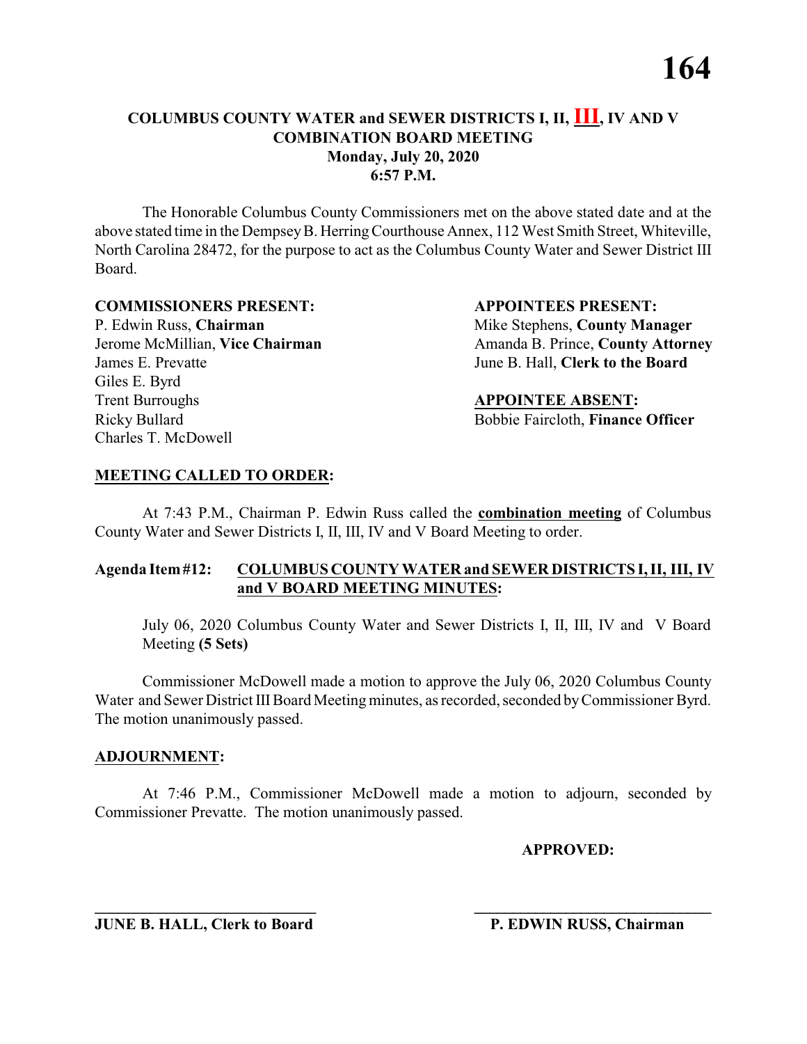# COLUMBUS COUNTY WATER and SEWER DISTRICTS I, II, III, IV AND V COMBINATION BOARD MEETING
## Monday, July 20, 2020
## 6:57 P.M.

The Honorable Columbus County Commissioners met on the above stated date and at the above stated time in the Dempsey B. Herring Courthouse Annex, 112 West Smith Street, Whiteville, North Carolina 28472, for the purpose to act as the Columbus County Water and Sewer District III Board.

**COMMISSIONERS PRESENT:**
P. Edwin Russ, **Chairman**
Jerome McMillian, **Vice Chairman**
James E. Prevatte
Giles E. Byrd
Trent Burroughs
Ricky Bullard
Charles T. McDowell

**APPOINTEES PRESENT:**
Mike Stephens, **County Manager**
Amanda B. Prince, **County Attorney**
June B. Hall, **Clerk to the Board**

**APPOINTEE ABSENT:**
Bobbie Faircloth, **Finance Officer**

**MEETING CALLED TO ORDER:**

At 7:43 P.M., Chairman P. Edwin Russ called the **combination meeting** of Columbus County Water and Sewer Districts I, II, III, IV and V Board Meeting to order.

**Agenda Item #12: COLUMBUS COUNTY WATER and SEWER DISTRICTS I, II, III, IV and V BOARD MEETING MINUTES:**

July 06, 2020 Columbus County Water and Sewer Districts I, II, III, IV and V Board Meeting **(5 Sets)**

Commissioner McDowell made a motion to approve the July 06, 2020 Columbus County Water and Sewer District III Board Meeting minutes, as recorded, seconded by Commissioner Byrd. The motion unanimously passed.

**ADJOURNMENT:**

At 7:46 P.M., Commissioner McDowell made a motion to adjourn, seconded by Commissioner Prevatte. The motion unanimously passed.

**APPROVED:**

\_\_\_\_\_\_\_\_\_\_\_\_\_\_\_\_\_\_\_\_\_\_\_\_\_\_\_\_
**JUNE B. HALL, Clerk to Board**

\_\_\_\_\_\_\_\_\_\_\_\_\_\_\_\_\_\_\_\_\_\_\_\_\_\_\_\_
**P. EDWIN RUSS, Chairman**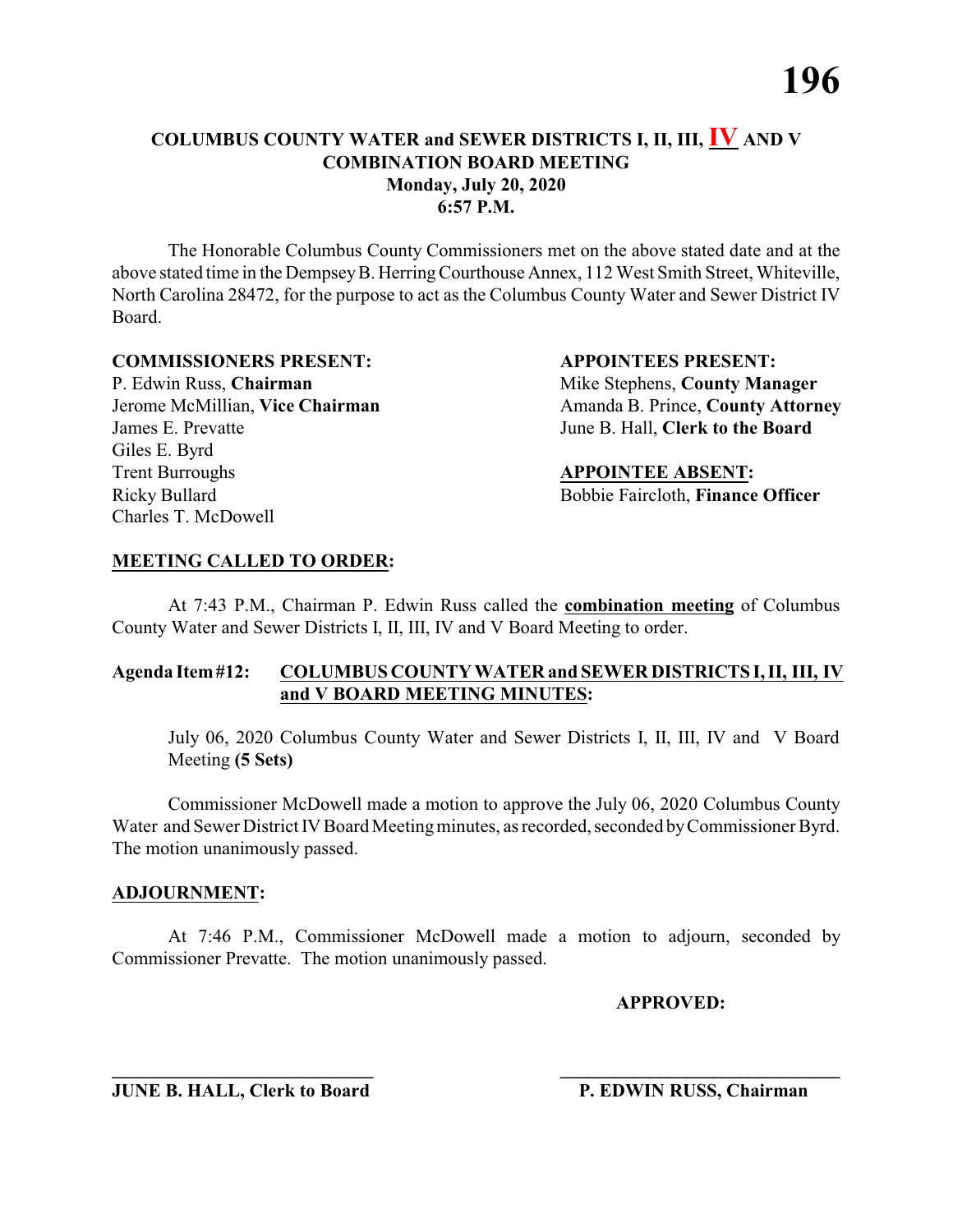# COLUMBUS COUNTY WATER and SEWER DISTRICTS I, II, III, IV AND V COMBINATION BOARD MEETING

**Monday, July 20, 2020**
**6:57 P.M.**

The Honorable Columbus County Commissioners met on the above stated date and at the above stated time in the Dempsey B. Herring Courthouse Annex, 112 West Smith Street, Whiteville, North Carolina 28472, for the purpose to act as the Columbus County Water and Sewer District IV Board.

**COMMISSIONERS PRESENT:**

P. Edwin Russ, **Chairman**
Jerome McMillian, **Vice Chairman**
James E. Prevatte
Giles E. Byrd
Trent Burroughs
Ricky Bullard
Charles T. McDowell

**APPOINTEES PRESENT:**

Mike Stephens, **County Manager**
Amanda B. Prince, **County Attorney**
June B. Hall, **Clerk to the Board**

**APPOINTEE ABSENT:**

Bobbie Faircloth, **Finance Officer**

**MEETING CALLED TO ORDER:**

At 7:43 P.M., Chairman P. Edwin Russ called the **combination meeting** of Columbus County Water and Sewer Districts I, II, III, IV and V Board Meeting to order.

**Agenda Item #12: COLUMBUS COUNTY WATER and SEWER DISTRICTS I, II, III, IV and V BOARD MEETING MINUTES:**

July 06, 2020 Columbus County Water and Sewer Districts I, II, III, IV and V Board Meeting **(5 Sets)**

Commissioner McDowell made a motion to approve the July 06, 2020 Columbus County Water and Sewer District IV Board Meeting minutes, as recorded, seconded by Commissioner Byrd. The motion unanimously passed.

**ADJOURNMENT:**

At 7:46 P.M., Commissioner McDowell made a motion to adjourn, seconded by Commissioner Prevatte. The motion unanimously passed.

**APPROVED:**

\_\_\_\_\_\_\_\_\_\_\_\_\_\_\_\_\_\_\_\_\_\_\_\_\_\_\_\_
**JUNE B. HALL, Clerk to Board**

\_\_\_\_\_\_\_\_\_\_\_\_\_\_\_\_\_\_\_\_\_\_\_\_\_\_\_\_
**P. EDWIN RUSS, Chairman**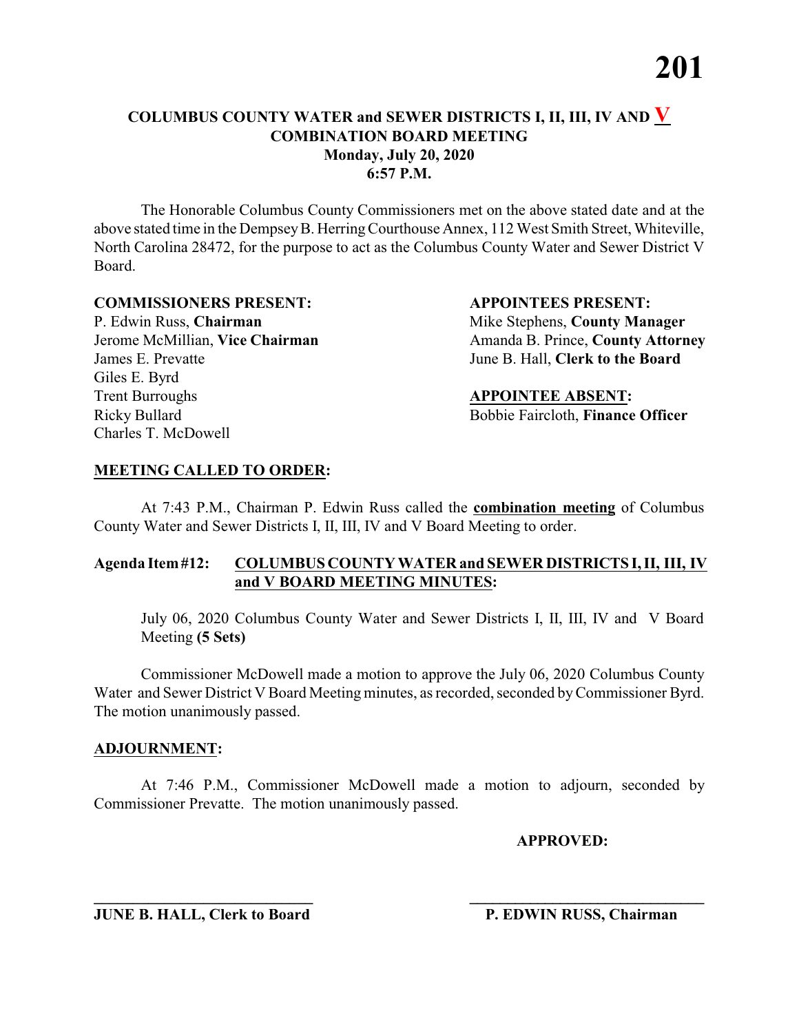**COLUMBUS COUNTY WATER and SEWER DISTRICTS I, II, III, IV AND V**
**COMBINATION BOARD MEETING**
**Monday, July 20, 2020**
**6:57 P.M.**

The Honorable Columbus County Commissioners met on the above stated date and at the above stated time in the Dempsey B. Herring Courthouse Annex, 112 West Smith Street, Whiteville, North Carolina 28472, for the purpose to act as the Columbus County Water and Sewer District V Board.

**COMMISSIONERS PRESENT:**

P. Edwin Russ, **Chairman**
Jerome McMillian, **Vice Chairman**
James E. Prevatte
Giles E. Byrd
Trent Burroughs
Ricky Bullard
Charles T. McDowell

**APPOINTEES PRESENT:**

Mike Stephens, **County Manager**
Amanda B. Prince, **County Attorney**
June B. Hall, **Clerk to the Board**

**APPOINTEE ABSENT:**

Bobbie Faircloth, **Finance Officer**

**MEETING CALLED TO ORDER:**

At 7:43 P.M., Chairman P. Edwin Russ called the **combination meeting** of Columbus County Water and Sewer Districts I, II, III, IV and V Board Meeting to order.

**Agenda Item #12: COLUMBUS COUNTY WATER and SEWER DISTRICTS I, II, III, IV and V BOARD MEETING MINUTES:**

July 06, 2020 Columbus County Water and Sewer Districts I, II, III, IV and V Board Meeting **(5 Sets)**

Commissioner McDowell made a motion to approve the July 06, 2020 Columbus County Water and Sewer District V Board Meeting minutes, as recorded, seconded by Commissioner Byrd. The motion unanimously passed.

**ADJOURNMENT:**

At 7:46 P.M., Commissioner McDowell made a motion to adjourn, seconded by Commissioner Prevatte. The motion unanimously passed.

**APPROVED:**

______________________________
**JUNE B. HALL, Clerk to Board**

______________________________
**P. EDWIN RUSS, Chairman**